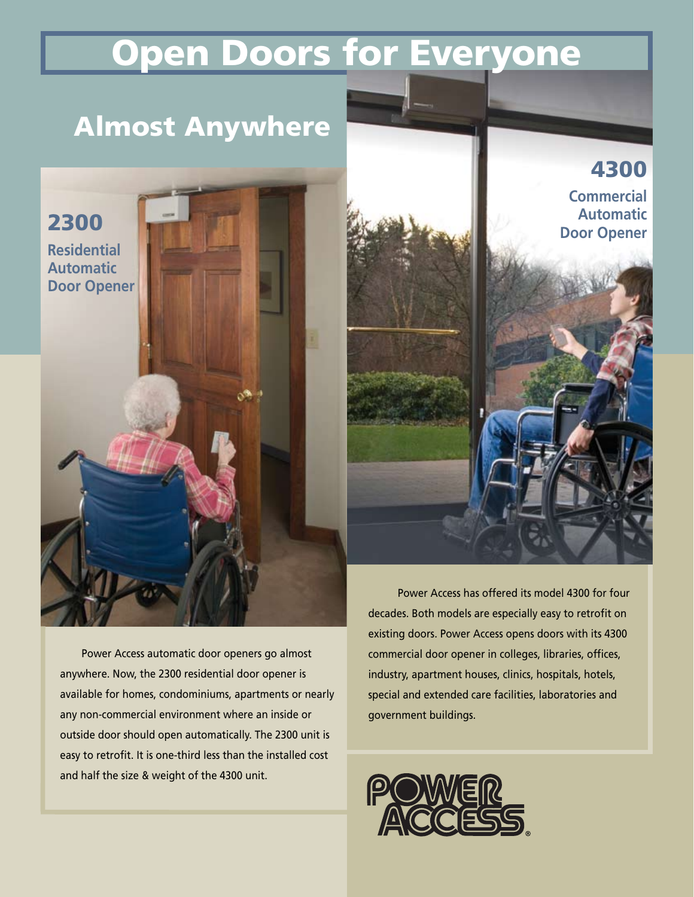# Open Doors for Everyone

## Almost Anywhere

### 2300

**Residential Automatic Door Opener**

### 4300

**Commercial Automatic Door Opener**

Power Access automatic door openers go almost anywhere. Now, the 2300 residential door opener is available for homes, condominiums, apartments or nearly any non-commercial environment where an inside or outside door should open automatically. The 2300 unit is easy to retrofit. It is one-third less than the installed cost and half the size & weight of the 4300 unit.

Power Access has offered its model 4300 for four decades. Both models are especially easy to retrofit on existing doors. Power Access opens doors with its 4300 commercial door opener in colleges, libraries, offices, industry, apartment houses, clinics, hospitals, hotels, special and extended care facilities, laboratories and government buildings.

POWER ACCESS®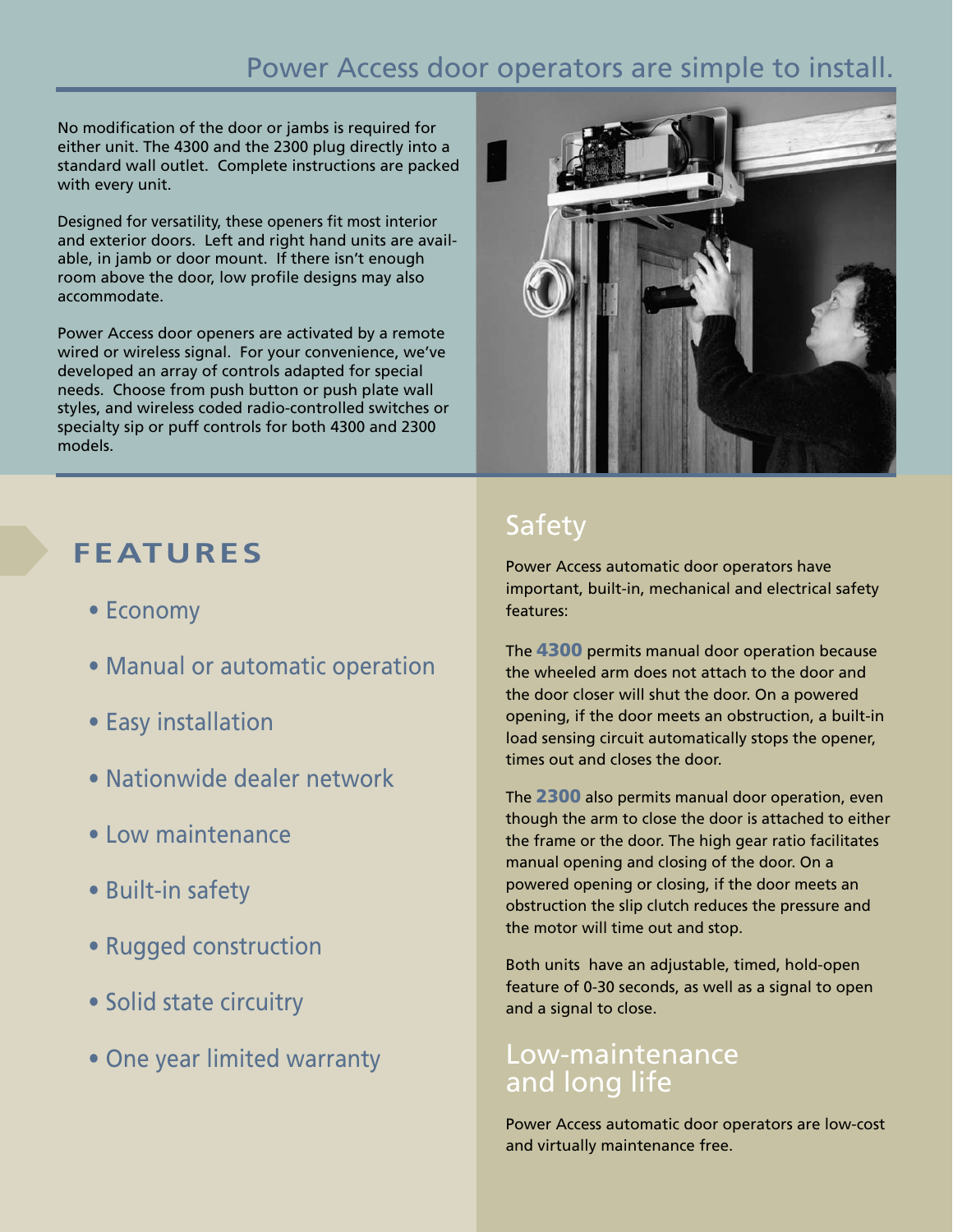## Power Access door operators are simple to install.

No modification of the door or jambs is required for either unit. The 4300 and the 2300 plug directly into a standard wall outlet. Complete instructions are packed with every unit.

Designed for versatility, these openers fit most interior and exterior doors. Left and right hand units are available, in jamb or door mount. If there isn't enough room above the door, low profile designs may also accommodate.

Power Access door openers are activated by a remote wired or wireless signal. For your convenience, we've developed an array of controls adapted for special needs. Choose from push button or push plate wall styles, and wireless coded radio-controlled switches or specialty sip or puff controls for both 4300 and 2300 models.

## FEATURES

- Economy
- Manual or automatic operation
- Easy installation
- Nationwide dealer network
- Low maintenance
- Built-in safety
- Rugged construction
- Solid state circuitry
- One year limited warranty

## Safety

Power Access automatic door operators have important, built-in, mechanical and electrical safety features:

The **4300** permits manual door operation because the wheeled arm does not attach to the door and the door closer will shut the door. On a powered opening, if the door meets an obstruction, a built-in load sensing circuit automatically stops the opener, times out and closes the door.

The **2300** also permits manual door operation, even though the arm to close the door is attached to either the frame or the door. The high gear ratio facilitates manual opening and closing of the door. On a powered opening or closing, if the door meets an obstruction the slip clutch reduces the pressure and the motor will time out and stop.

Both units have an adjustable, timed, hold-open feature of 0-30 seconds, as well as a signal to open and a signal to close.

## Low-maintenance and long life

Power Access automatic door operators are low-cost and virtually maintenance free.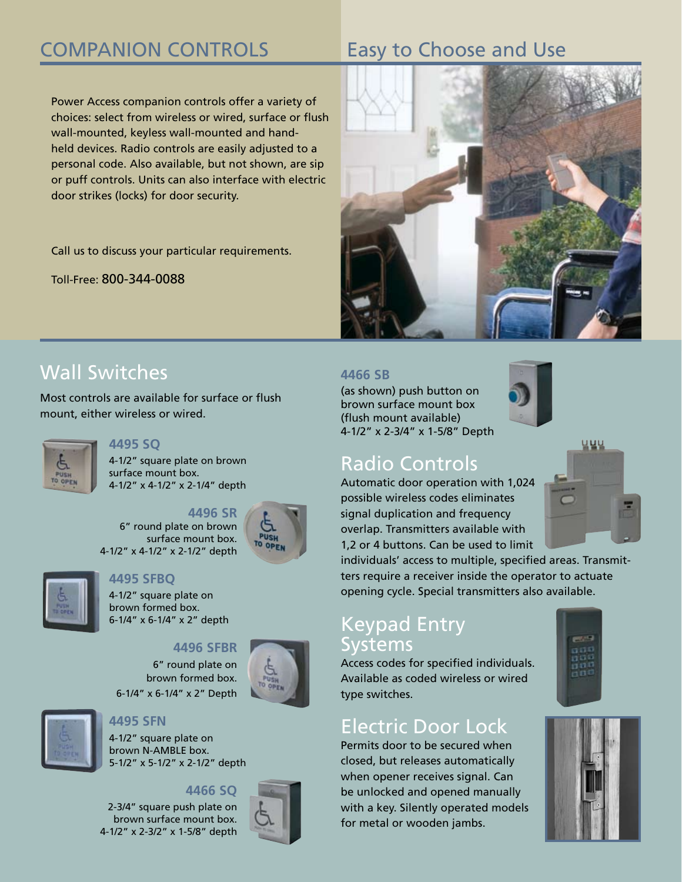## COMPANION CONTROLS

## Easy to Choose and Use

Power Access companion controls offer a variety of choices: select from wireless or wired, surface or flush wall-mounted, keyless wall-mounted and hand-held devices. Radio controls are easily adjusted to a personal code. Also available, but not shown, are sip or puff controls. Units can also interface with electric door strikes (locks) for door security.

Call us to discuss your particular requirements.

Toll-Free: 800-344-0088

## Wall Switches

Most controls are available for surface or flush mount, either wireless or wired.

**4495 SQ**
4-1/2" square plate on brown surface mount box.
4-1/2" x 4-1/2" x 2-1/4" depth

**4496 SR**
6" round plate on brown surface mount box.
4-1/2" x 4-1/2" x 2-1/2" depth

**4495 SFBQ**
4-1/2" square plate on brown formed box.
6-1/4" x 6-1/4" x 2" depth

**4496 SFBR**
6" round plate on brown formed box.
6-1/4" x 6-1/4" x 2" Depth

**4495 SFN**
4-1/2" square plate on brown N-AMBLE box.
5-1/2" x 5-1/2" x 2-1/2" depth

**4466 SQ**
2-3/4" square push plate on brown surface mount box.
4-1/2" x 2-3/2" x 1-5/8" depth

**4466 SB**
(as shown) push button on brown surface mount box (flush mount available)
4-1/2" x 2-3/4" x 1-5/8" Depth

## Radio Controls

Automatic door operation with 1,024 possible wireless codes eliminates signal duplication and frequency overlap. Transmitters available with 1,2 or 4 buttons. Can be used to limit individuals' access to multiple, specified areas. Transmitters require a receiver inside the operator to actuate opening cycle. Special transmitters also available.

## Keypad Entry Systems

Access codes for specified individuals. Available as coded wireless or wired type switches.

## Electric Door Lock

Permits door to be secured when closed, but releases automatically when opener receives signal. Can be unlocked and opened manually with a key. Silently operated models for metal or wooden jambs.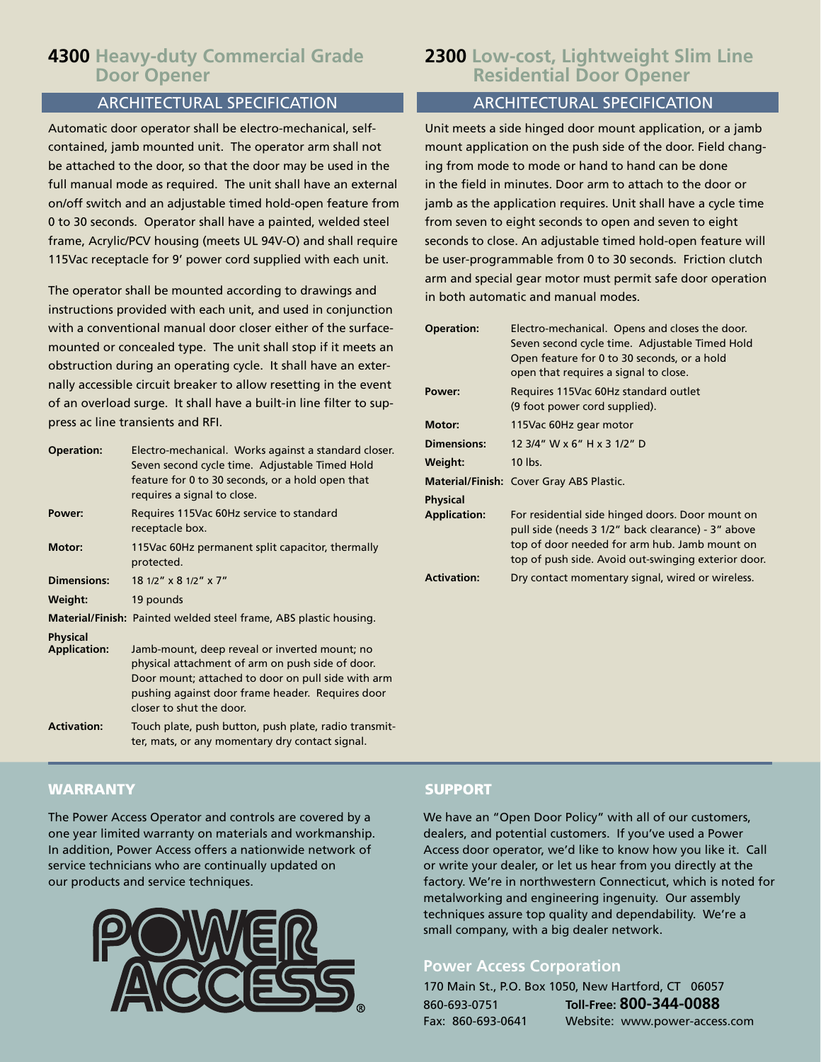## 4300 Heavy-duty Commercial Grade Door Opener

### ARCHITECTURAL SPECIFICATION

Automatic door operator shall be electro-mechanical, self-contained, jamb mounted unit. The operator arm shall not be attached to the door, so that the door may be used in the full manual mode as required. The unit shall have an external on/off switch and an adjustable timed hold-open feature from 0 to 30 seconds. Operator shall have a painted, welded steel frame, Acrylic/PCV housing (meets UL 94V-O) and shall require 115Vac receptacle for 9' power cord supplied with each unit.

The operator shall be mounted according to drawings and instructions provided with each unit, and used in conjunction with a conventional manual door closer either of the surface-mounted or concealed type. The unit shall stop if it meets an obstruction during an operating cycle. It shall have an externally accessible circuit breaker to allow resetting in the event of an overload surge. It shall have a built-in line filter to suppress ac line transients and RFI.

| | |
|---|---|
| **Operation:** | Electro-mechanical. Works against a standard closer. Seven second cycle time. Adjustable Timed Hold feature for 0 to 30 seconds, or a hold open that requires a signal to close. |
| **Power:** | Requires 115Vac 60Hz service to standard receptacle box. |
| **Motor:** | 115Vac 60Hz permanent split capacitor, thermally protected. |
| **Dimensions:** | 18 1/2" x 8 1/2" x 7" |
| **Weight:** | 19 pounds |
| **Material/Finish:** | Painted welded steel frame, ABS plastic housing. |
| **Physical Application:** | Jamb-mount, deep reveal or inverted mount; no physical attachment of arm on push side of door. Door mount; attached to door on pull side with arm pushing against door frame header. Requires door closer to shut the door. |
| **Activation:** | Touch plate, push button, push plate, radio transmitter, mats, or any momentary dry contact signal. |

## 2300 Low-cost, Lightweight Slim Line Residential Door Opener

### ARCHITECTURAL SPECIFICATION

Unit meets a side hinged door mount application, or a jamb mount application on the push side of the door. Field changing from mode to mode or hand to hand can be done in the field in minutes. Door arm to attach to the door or jamb as the application requires. Unit shall have a cycle time from seven to eight seconds to open and seven to eight seconds to close. An adjustable timed hold-open feature will be user-programmable from 0 to 30 seconds. Friction clutch arm and special gear motor must permit safe door operation in both automatic and manual modes.

| | |
|---|---|
| **Operation:** | Electro-mechanical. Opens and closes the door. Seven second cycle time. Adjustable Timed Hold Open feature for 0 to 30 seconds, or a hold open that requires a signal to close. |
| **Power:** | Requires 115Vac 60Hz standard outlet (9 foot power cord supplied). |
| **Motor:** | 115Vac 60Hz gear motor |
| **Dimensions:** | 12 3/4" W x 6" H x 3 1/2" D |
| **Weight:** | 10 lbs. |
| **Material/Finish:** | Cover Gray ABS Plastic. |
| **Physical Application:** | For residential side hinged doors. Door mount on pull side (needs 3 1/2" back clearance) - 3" above top of door needed for arm hub. Jamb mount on top of push side. Avoid out-swinging exterior door. |
| **Activation:** | Dry contact momentary signal, wired or wireless. |

### WARRANTY

The Power Access Operator and controls are covered by a one year limited warranty on materials and workmanship. In addition, Power Access offers a nationwide network of service technicians who are continually updated on our products and service techniques.

POWER ACCESS®

### SUPPORT

We have an "Open Door Policy" with all of our customers, dealers, and potential customers. If you've used a Power Access door operator, we'd like to know how you like it. Call or write your dealer, or let us hear from you directly at the factory. We're in northwestern Connecticut, which is noted for metalworking and engineering ingenuity. Our assembly techniques assure top quality and dependability. We're a small company, with a big dealer network.

### Power Access Corporation

170 Main St., P.O. Box 1050, New Hartford, CT 06057
860-693-0751 **Toll-Free: 800-344-0088**
Fax: 860-693-0641 Website: www.power-access.com